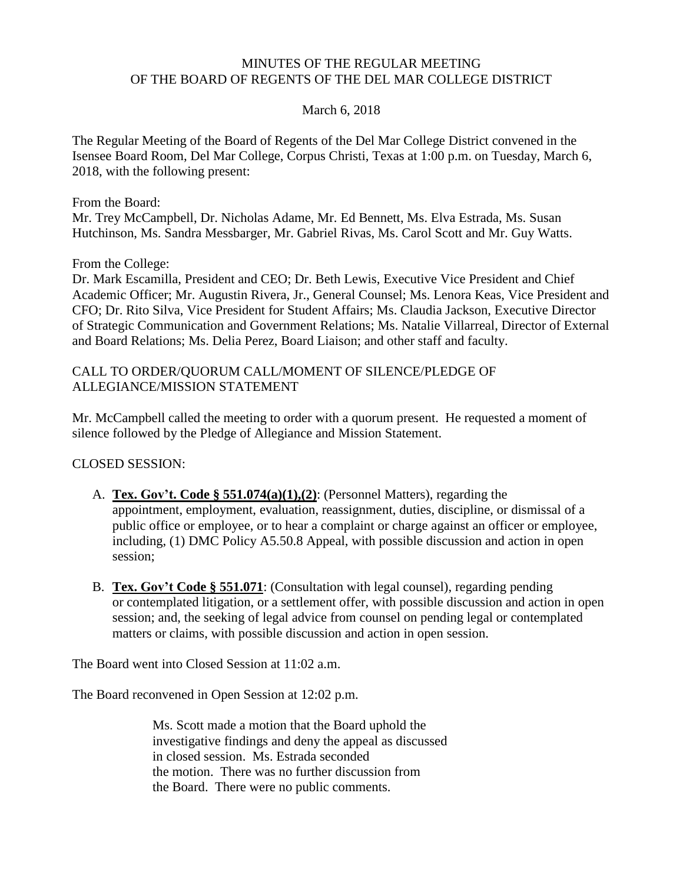# MINUTES OF THE REGULAR MEETING
# OF THE BOARD OF REGENTS OF THE DEL MAR COLLEGE DISTRICT

March 6, 2018

The Regular Meeting of the Board of Regents of the Del Mar College District convened in the Isensee Board Room, Del Mar College, Corpus Christi, Texas at 1:00 p.m. on Tuesday, March 6, 2018, with the following present:

From the Board:
Mr. Trey McCampbell, Dr. Nicholas Adame, Mr. Ed Bennett, Ms. Elva Estrada, Ms. Susan Hutchinson, Ms. Sandra Messbarger, Mr. Gabriel Rivas, Ms. Carol Scott and Mr. Guy Watts.

From the College:
Dr. Mark Escamilla, President and CEO; Dr. Beth Lewis, Executive Vice President and Chief Academic Officer; Mr. Augustin Rivera, Jr., General Counsel; Ms. Lenora Keas, Vice President and CFO; Dr. Rito Silva, Vice President for Student Affairs; Ms. Claudia Jackson, Executive Director of Strategic Communication and Government Relations; Ms. Natalie Villarreal, Director of External and Board Relations; Ms. Delia Perez, Board Liaison; and other staff and faculty.

CALL TO ORDER/QUORUM CALL/MOMENT OF SILENCE/PLEDGE OF ALLEGIANCE/MISSION STATEMENT

Mr. McCampbell called the meeting to order with a quorum present. He requested a moment of silence followed by the Pledge of Allegiance and Mission Statement.

CLOSED SESSION:

A. **Tex. Gov't. Code § 551.074(a)(1),(2)**: (Personnel Matters), regarding the appointment, employment, evaluation, reassignment, duties, discipline, or dismissal of a public office or employee, or to hear a complaint or charge against an officer or employee, including, (1) DMC Policy A5.50.8 Appeal, with possible discussion and action in open session;

B. **Tex. Gov't Code § 551.071**: (Consultation with legal counsel), regarding pending or contemplated litigation, or a settlement offer, with possible discussion and action in open session; and, the seeking of legal advice from counsel on pending legal or contemplated matters or claims, with possible discussion and action in open session.

The Board went into Closed Session at 11:02 a.m.

The Board reconvened in Open Session at 12:02 p.m.

> Ms. Scott made a motion that the Board uphold the investigative findings and deny the appeal as discussed in closed session. Ms. Estrada seconded the motion. There was no further discussion from the Board. There were no public comments.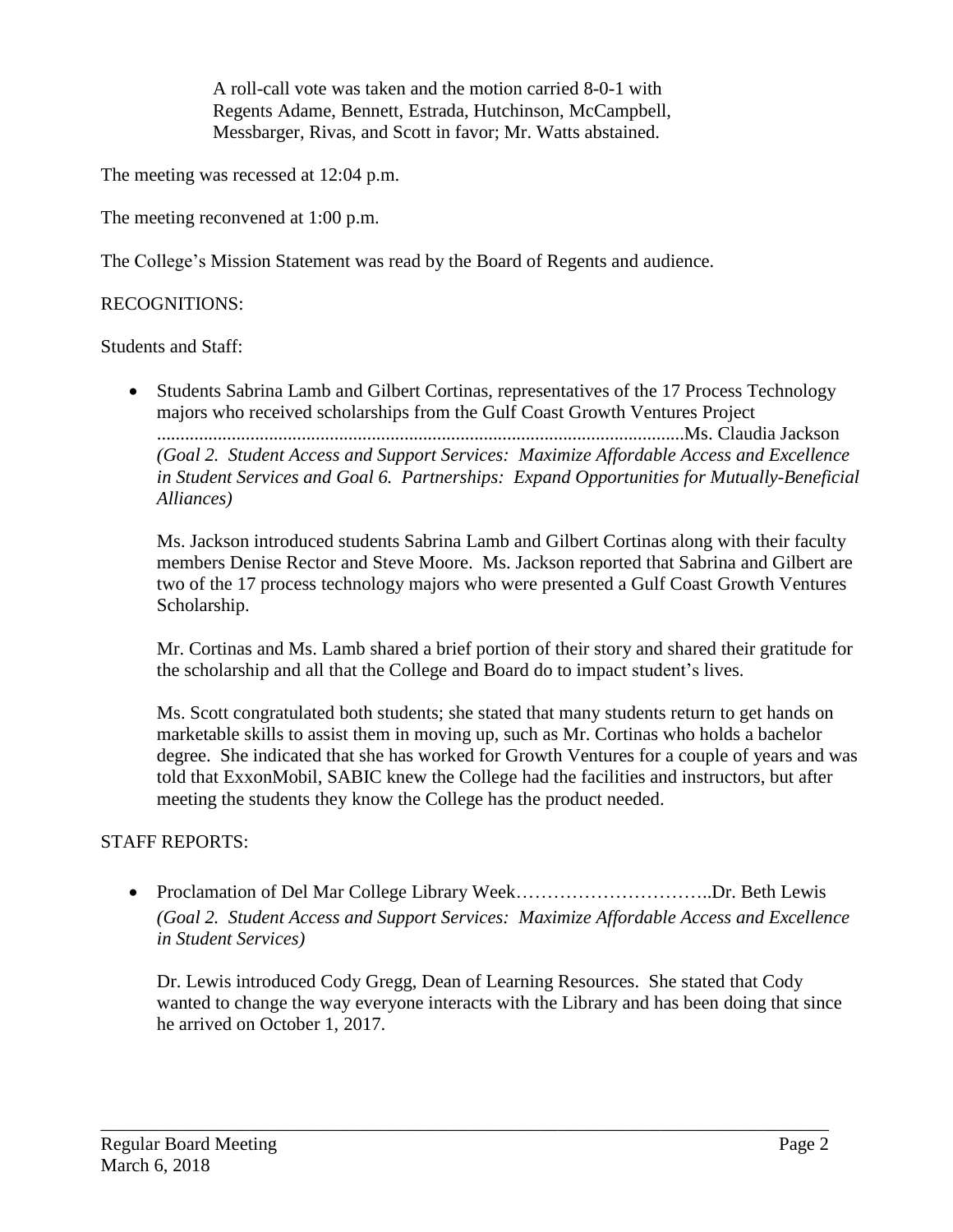A roll-call vote was taken and the motion carried 8-0-1 with Regents Adame, Bennett, Estrada, Hutchinson, McCampbell, Messbarger, Rivas, and Scott in favor; Mr. Watts abstained.

The meeting was recessed at 12:04 p.m.

The meeting reconvened at 1:00 p.m.

The College's Mission Statement was read by the Board of Regents and audience.

RECOGNITIONS:

Students and Staff:

- Students Sabrina Lamb and Gilbert Cortinas, representatives of the 17 Process Technology majors who received scholarships from the Gulf Coast Growth Ventures Project ................................................................................................................Ms. Claudia Jackson
  *(Goal 2. Student Access and Support Services: Maximize Affordable Access and Excellence in Student Services and Goal 6. Partnerships: Expand Opportunities for Mutually-Beneficial Alliances)*

  Ms. Jackson introduced students Sabrina Lamb and Gilbert Cortinas along with their faculty members Denise Rector and Steve Moore. Ms. Jackson reported that Sabrina and Gilbert are two of the 17 process technology majors who were presented a Gulf Coast Growth Ventures Scholarship.

  Mr. Cortinas and Ms. Lamb shared a brief portion of their story and shared their gratitude for the scholarship and all that the College and Board do to impact student's lives.

  Ms. Scott congratulated both students; she stated that many students return to get hands on marketable skills to assist them in moving up, such as Mr. Cortinas who holds a bachelor degree. She indicated that she has worked for Growth Ventures for a couple of years and was told that ExxonMobil, SABIC knew the College had the facilities and instructors, but after meeting the students they know the College has the product needed.

STAFF REPORTS:

- Proclamation of Del Mar College Library Week…………………………..Dr. Beth Lewis
  *(Goal 2. Student Access and Support Services: Maximize Affordable Access and Excellence in Student Services)*

  Dr. Lewis introduced Cody Gregg, Dean of Learning Resources. She stated that Cody wanted to change the way everyone interacts with the Library and has been doing that since he arrived on October 1, 2017.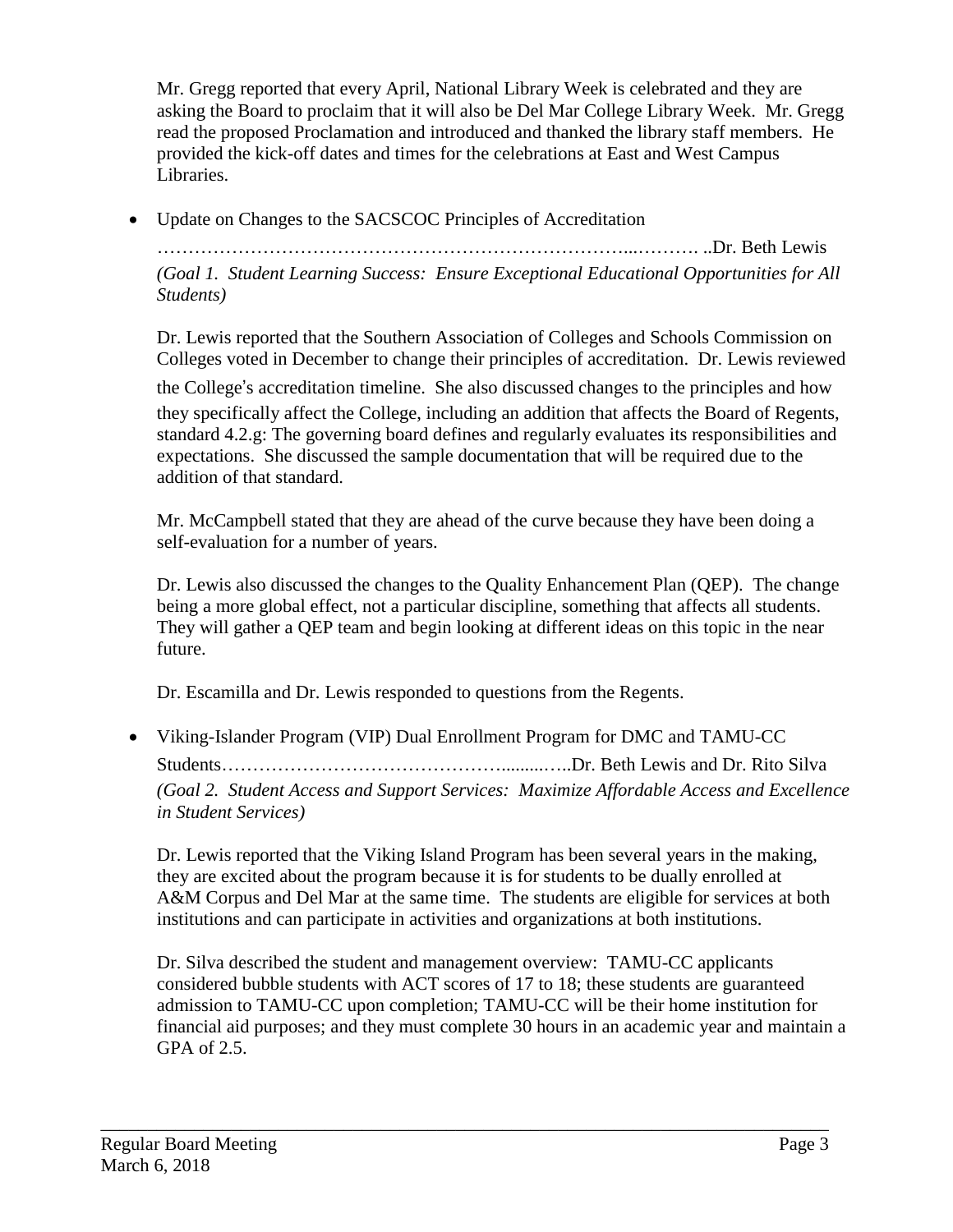Mr. Gregg reported that every April, National Library Week is celebrated and they are asking the Board to proclaim that it will also be Del Mar College Library Week. Mr. Gregg read the proposed Proclamation and introduced and thanked the library staff members. He provided the kick-off dates and times for the celebrations at East and West Campus Libraries.

- Update on Changes to the SACSCOC Principles of Accreditation ………………………………………………………………...………. ..Dr. Beth Lewis
  *(Goal 1. Student Learning Success: Ensure Exceptional Educational Opportunities for All Students)*

  Dr. Lewis reported that the Southern Association of Colleges and Schools Commission on Colleges voted in December to change their principles of accreditation. Dr. Lewis reviewed the College's accreditation timeline. She also discussed changes to the principles and how they specifically affect the College, including an addition that affects the Board of Regents, standard 4.2.g: The governing board defines and regularly evaluates its responsibilities and expectations. She discussed the sample documentation that will be required due to the addition of that standard.

  Mr. McCampbell stated that they are ahead of the curve because they have been doing a self-evaluation for a number of years.

  Dr. Lewis also discussed the changes to the Quality Enhancement Plan (QEP). The change being a more global effect, not a particular discipline, something that affects all students. They will gather a QEP team and begin looking at different ideas on this topic in the near future.

  Dr. Escamilla and Dr. Lewis responded to questions from the Regents.

- Viking-Islander Program (VIP) Dual Enrollment Program for DMC and TAMU-CC Students……………………………………….........…..Dr. Beth Lewis and Dr. Rito Silva
  *(Goal 2. Student Access and Support Services: Maximize Affordable Access and Excellence in Student Services)*

  Dr. Lewis reported that the Viking Island Program has been several years in the making, they are excited about the program because it is for students to be dually enrolled at A&M Corpus and Del Mar at the same time. The students are eligible for services at both institutions and can participate in activities and organizations at both institutions.

  Dr. Silva described the student and management overview: TAMU-CC applicants considered bubble students with ACT scores of 17 to 18; these students are guaranteed admission to TAMU-CC upon completion; TAMU-CC will be their home institution for financial aid purposes; and they must complete 30 hours in an academic year and maintain a GPA of 2.5.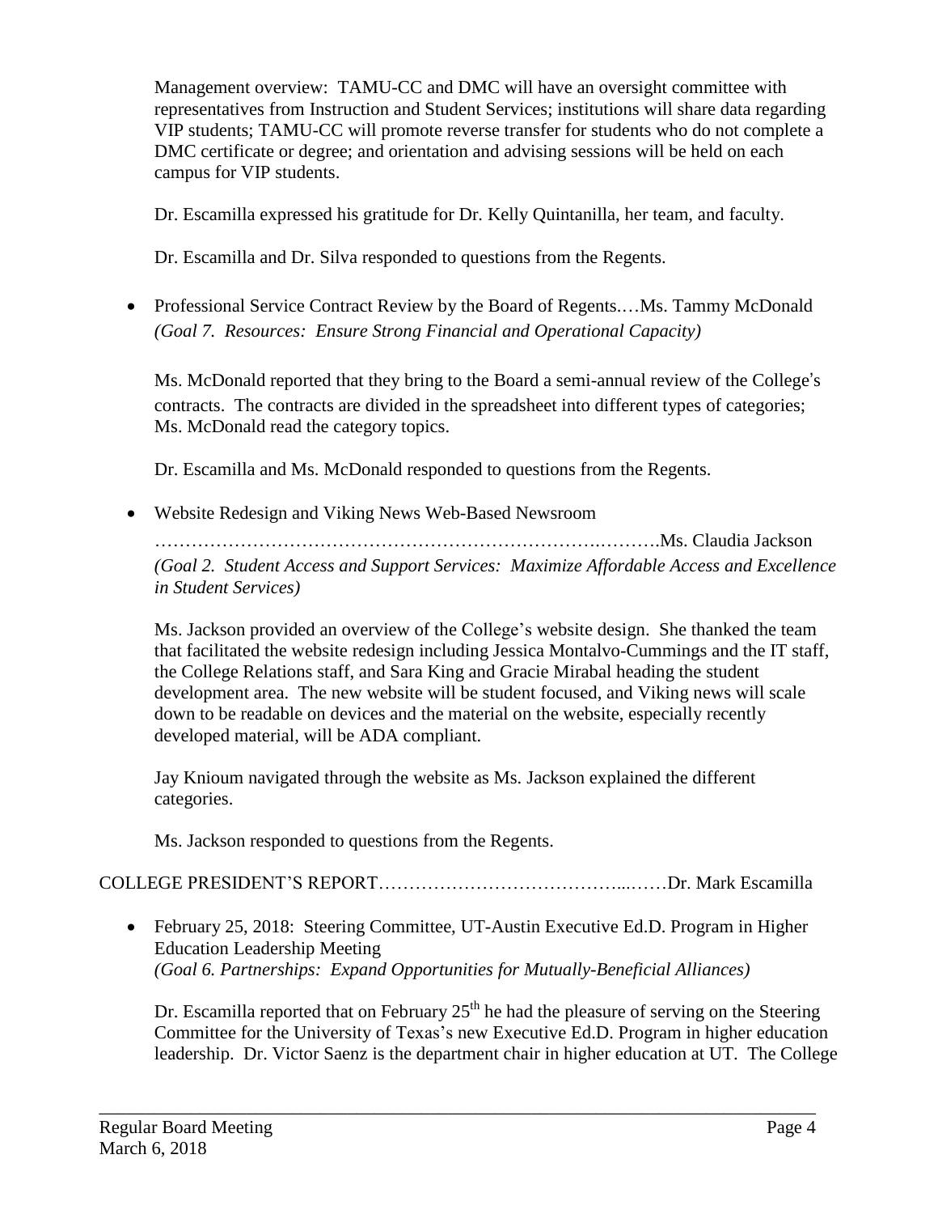Management overview: TAMU-CC and DMC will have an oversight committee with representatives from Instruction and Student Services; institutions will share data regarding VIP students; TAMU-CC will promote reverse transfer for students who do not complete a DMC certificate or degree; and orientation and advising sessions will be held on each campus for VIP students.

Dr. Escamilla expressed his gratitude for Dr. Kelly Quintanilla, her team, and faculty.

Dr. Escamilla and Dr. Silva responded to questions from the Regents.

- Professional Service Contract Review by the Board of Regents.…Ms. Tammy McDonald
  *(Goal 7. Resources: Ensure Strong Financial and Operational Capacity)*

  Ms. McDonald reported that they bring to the Board a semi-annual review of the College's contracts. The contracts are divided in the spreadsheet into different types of categories; Ms. McDonald read the category topics.

  Dr. Escamilla and Ms. McDonald responded to questions from the Regents.

- Website Redesign and Viking News Web-Based Newsroom
  ……………………………………………………………….……….Ms. Claudia Jackson
  *(Goal 2. Student Access and Support Services: Maximize Affordable Access and Excellence in Student Services)*

  Ms. Jackson provided an overview of the College's website design. She thanked the team that facilitated the website redesign including Jessica Montalvo-Cummings and the IT staff, the College Relations staff, and Sara King and Gracie Mirabal heading the student development area. The new website will be student focused, and Viking news will scale down to be readable on devices and the material on the website, especially recently developed material, will be ADA compliant.

  Jay Knioum navigated through the website as Ms. Jackson explained the different categories.

  Ms. Jackson responded to questions from the Regents.

COLLEGE PRESIDENT'S REPORT…………………………………...……Dr. Mark Escamilla

- February 25, 2018: Steering Committee, UT-Austin Executive Ed.D. Program in Higher Education Leadership Meeting
  *(Goal 6. Partnerships: Expand Opportunities for Mutually-Beneficial Alliances)*

  Dr. Escamilla reported that on February 25th he had the pleasure of serving on the Steering Committee for the University of Texas's new Executive Ed.D. Program in higher education leadership. Dr. Victor Saenz is the department chair in higher education at UT. The College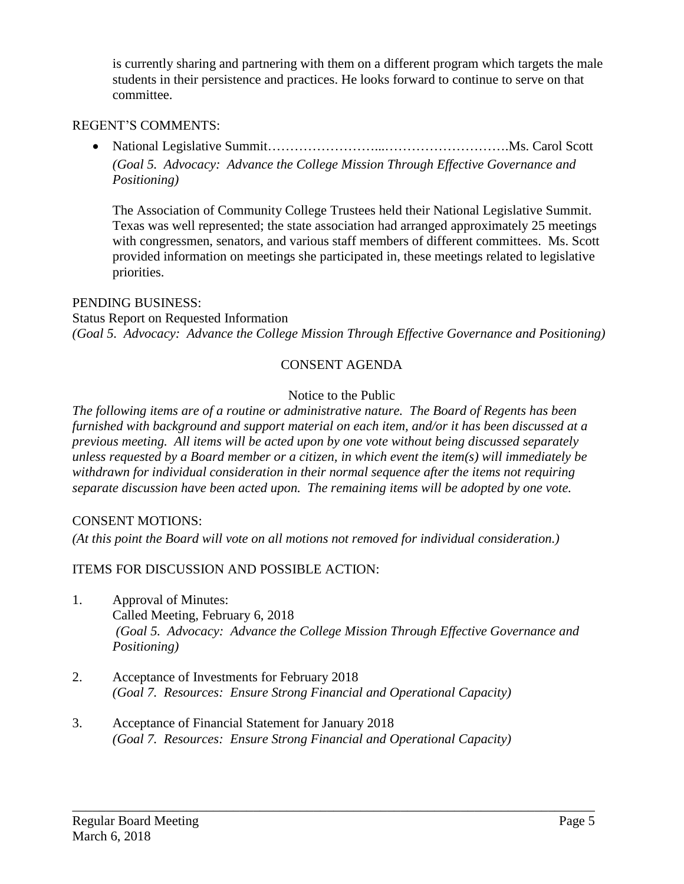is currently sharing and partnering with them on a different program which targets the male students in their persistence and practices. He looks forward to continue to serve on that committee.

REGENT'S COMMENTS:

- National Legislative Summit……………………...……………………….Ms. Carol Scott
  *(Goal 5. Advocacy: Advance the College Mission Through Effective Governance and Positioning)*

  The Association of Community College Trustees held their National Legislative Summit. Texas was well represented; the state association had arranged approximately 25 meetings with congressmen, senators, and various staff members of different committees. Ms. Scott provided information on meetings she participated in, these meetings related to legislative priorities.

PENDING BUSINESS:
Status Report on Requested Information
*(Goal 5. Advocacy: Advance the College Mission Through Effective Governance and Positioning)*

CONSENT AGENDA

Notice to the Public

*The following items are of a routine or administrative nature. The Board of Regents has been furnished with background and support material on each item, and/or it has been discussed at a previous meeting. All items will be acted upon by one vote without being discussed separately unless requested by a Board member or a citizen, in which event the item(s) will immediately be withdrawn for individual consideration in their normal sequence after the items not requiring separate discussion have been acted upon. The remaining items will be adopted by one vote.*

CONSENT MOTIONS:
*(At this point the Board will vote on all motions not removed for individual consideration.)*

ITEMS FOR DISCUSSION AND POSSIBLE ACTION:

1. Approval of Minutes:
   Called Meeting, February 6, 2018
   *(Goal 5. Advocacy: Advance the College Mission Through Effective Governance and Positioning)*

2. Acceptance of Investments for February 2018
   *(Goal 7. Resources: Ensure Strong Financial and Operational Capacity)*

3. Acceptance of Financial Statement for January 2018
   *(Goal 7. Resources: Ensure Strong Financial and Operational Capacity)*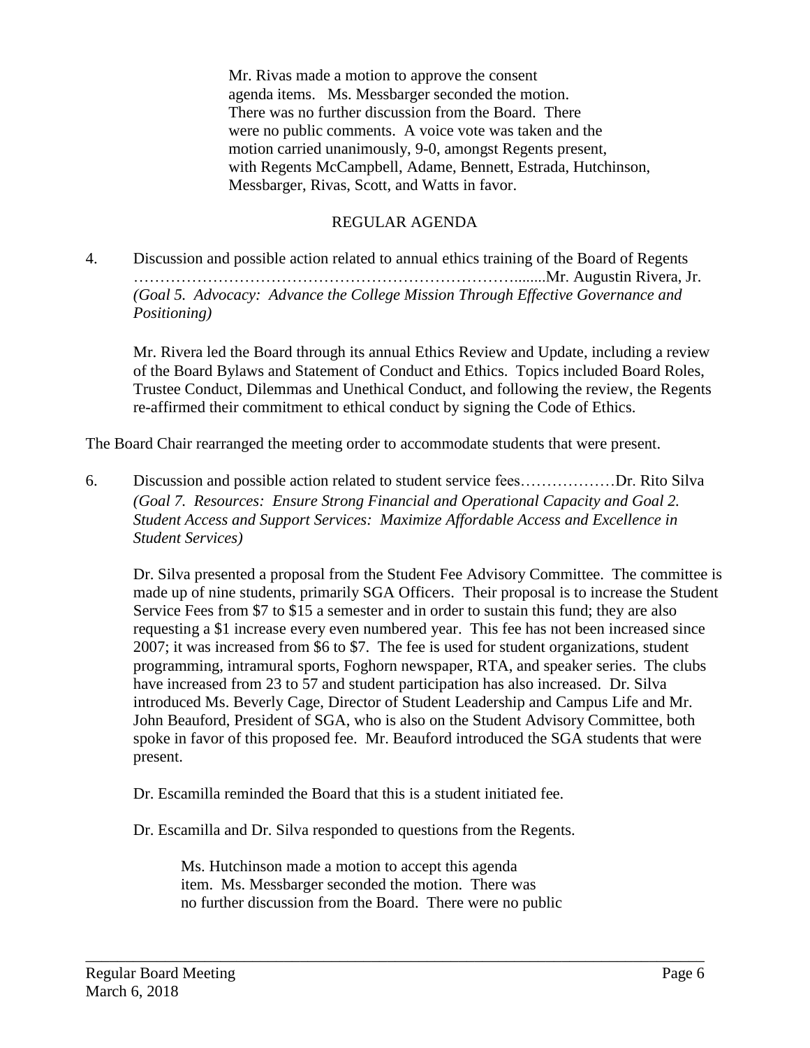Mr. Rivas made a motion to approve the consent agenda items. Ms. Messbarger seconded the motion. There was no further discussion from the Board. There were no public comments. A voice vote was taken and the motion carried unanimously, 9-0, amongst Regents present, with Regents McCampbell, Adame, Bennett, Estrada, Hutchinson, Messbarger, Rivas, Scott, and Watts in favor.

## REGULAR AGENDA

4. Discussion and possible action related to annual ethics training of the Board of Regents ……………………………………………………………………........Mr. Augustin Rivera, Jr.
*(Goal 5. Advocacy: Advance the College Mission Through Effective Governance and Positioning)*

   Mr. Rivera led the Board through its annual Ethics Review and Update, including a review of the Board Bylaws and Statement of Conduct and Ethics. Topics included Board Roles, Trustee Conduct, Dilemmas and Unethical Conduct, and following the review, the Regents re-affirmed their commitment to ethical conduct by signing the Code of Ethics.

The Board Chair rearranged the meeting order to accommodate students that were present.

6. Discussion and possible action related to student service fees………………Dr. Rito Silva
*(Goal 7. Resources: Ensure Strong Financial and Operational Capacity and Goal 2. Student Access and Support Services: Maximize Affordable Access and Excellence in Student Services)*

   Dr. Silva presented a proposal from the Student Fee Advisory Committee. The committee is made up of nine students, primarily SGA Officers. Their proposal is to increase the Student Service Fees from $7 to $15 a semester and in order to sustain this fund; they are also requesting a $1 increase every even numbered year. This fee has not been increased since 2007; it was increased from $6 to $7. The fee is used for student organizations, student programming, intramural sports, Foghorn newspaper, RTA, and speaker series. The clubs have increased from 23 to 57 and student participation has also increased. Dr. Silva introduced Ms. Beverly Cage, Director of Student Leadership and Campus Life and Mr. John Beauford, President of SGA, who is also on the Student Advisory Committee, both spoke in favor of this proposed fee. Mr. Beauford introduced the SGA students that were present.

   Dr. Escamilla reminded the Board that this is a student initiated fee.

   Dr. Escamilla and Dr. Silva responded to questions from the Regents.

   Ms. Hutchinson made a motion to accept this agenda item. Ms. Messbarger seconded the motion. There was no further discussion from the Board. There were no public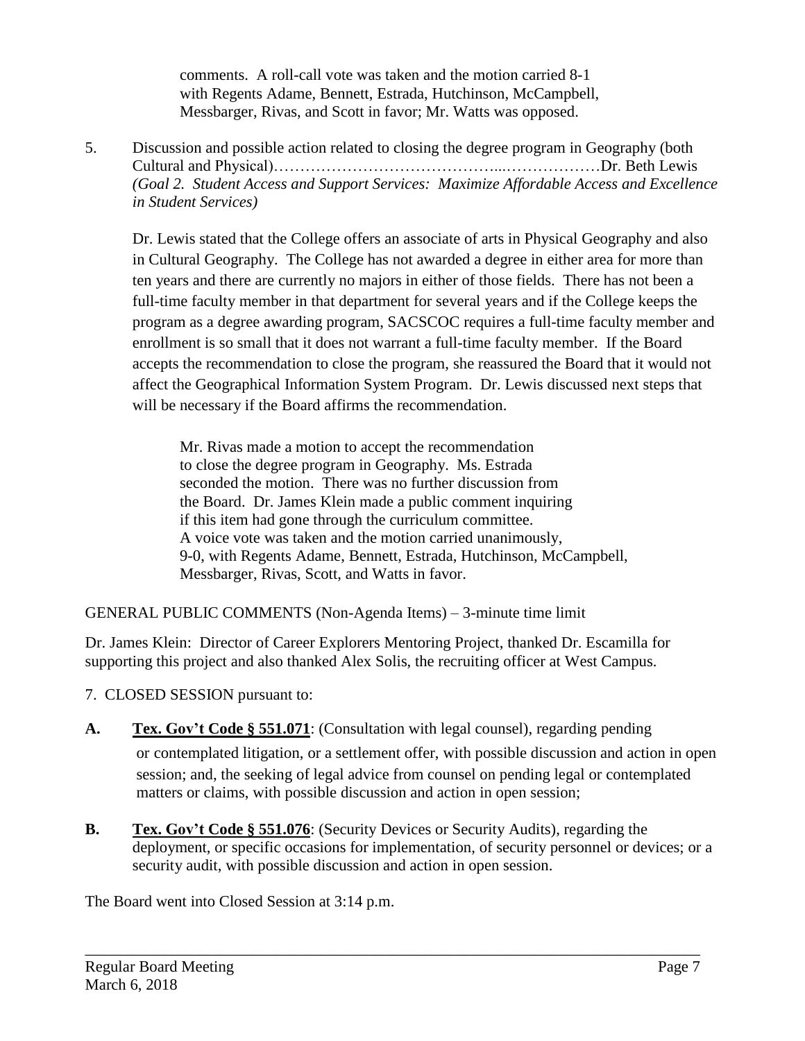comments. A roll-call vote was taken and the motion carried 8-1 with Regents Adame, Bennett, Estrada, Hutchinson, McCampbell, Messbarger, Rivas, and Scott in favor; Mr. Watts was opposed.

5. Discussion and possible action related to closing the degree program in Geography (both Cultural and Physical)……………………………………...………………Dr. Beth Lewis *(Goal 2. Student Access and Support Services: Maximize Affordable Access and Excellence in Student Services)*

Dr. Lewis stated that the College offers an associate of arts in Physical Geography and also in Cultural Geography. The College has not awarded a degree in either area for more than ten years and there are currently no majors in either of those fields. There has not been a full-time faculty member in that department for several years and if the College keeps the program as a degree awarding program, SACSCOC requires a full-time faculty member and enrollment is so small that it does not warrant a full-time faculty member. If the Board accepts the recommendation to close the program, she reassured the Board that it would not affect the Geographical Information System Program. Dr. Lewis discussed next steps that will be necessary if the Board affirms the recommendation.

> Mr. Rivas made a motion to accept the recommendation to close the degree program in Geography. Ms. Estrada seconded the motion. There was no further discussion from the Board. Dr. James Klein made a public comment inquiring if this item had gone through the curriculum committee. A voice vote was taken and the motion carried unanimously, 9-0, with Regents Adame, Bennett, Estrada, Hutchinson, McCampbell, Messbarger, Rivas, Scott, and Watts in favor.

GENERAL PUBLIC COMMENTS (Non-Agenda Items) – 3-minute time limit

Dr. James Klein: Director of Career Explorers Mentoring Project, thanked Dr. Escamilla for supporting this project and also thanked Alex Solis, the recruiting officer at West Campus.

7. CLOSED SESSION pursuant to:

**A.** **Tex. Gov't Code § 551.071**: (Consultation with legal counsel), regarding pending or contemplated litigation, or a settlement offer, with possible discussion and action in open session; and, the seeking of legal advice from counsel on pending legal or contemplated matters or claims, with possible discussion and action in open session;

**B.** **Tex. Gov't Code § 551.076**: (Security Devices or Security Audits), regarding the deployment, or specific occasions for implementation, of security personnel or devices; or a security audit, with possible discussion and action in open session.

The Board went into Closed Session at 3:14 p.m.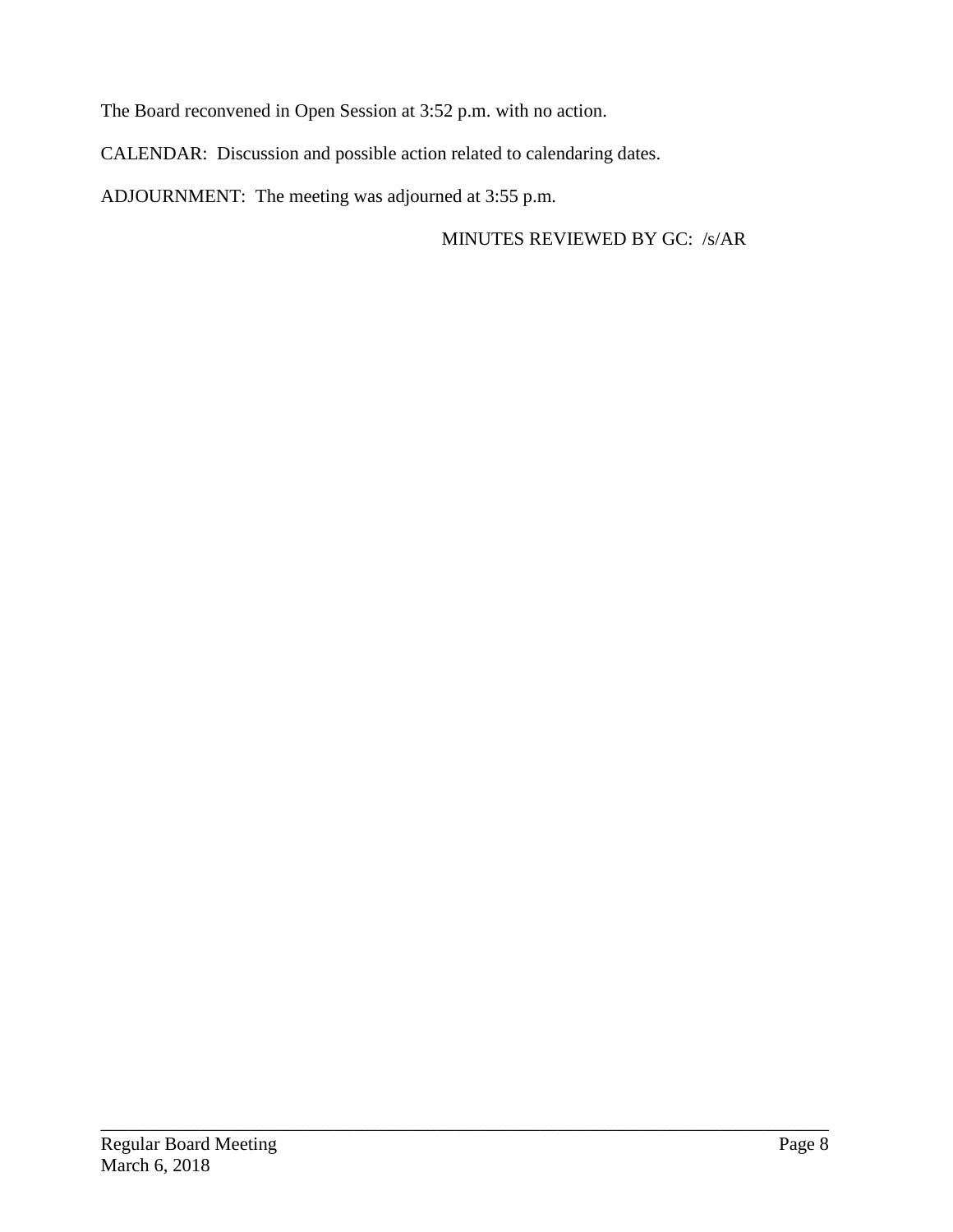The Board reconvened in Open Session at 3:52 p.m. with no action.

CALENDAR: Discussion and possible action related to calendaring dates.

ADJOURNMENT: The meeting was adjourned at 3:55 p.m.

MINUTES REVIEWED BY GC: /s/AR